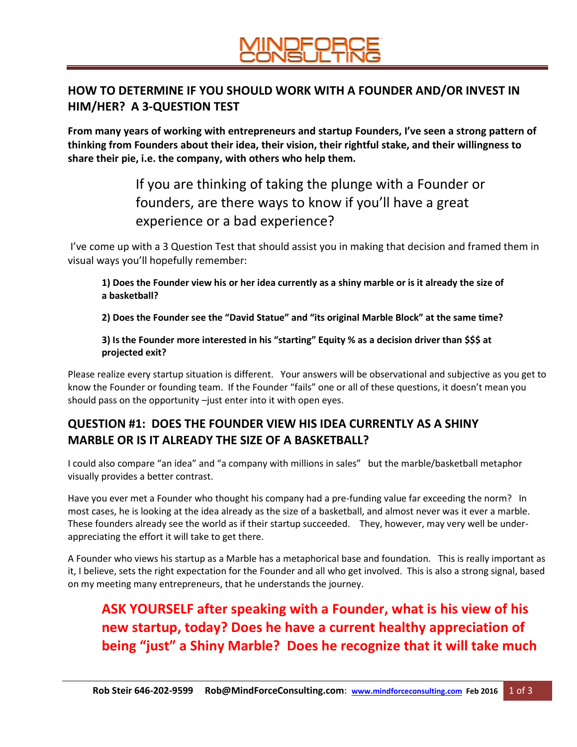## HOW TO DETERMINE IF YOU SHOULD WORK WITH A FOUNDER AND/OR INVEST IN HIM/HER? A 3-QUESTION TEST

**From many years of working with entrepreneurs and startup Founders, I've seen a strong pattern of thinking from Founders about their idea, their vision, their rightful stake, and their willingness to share their pie, i.e. the company, with others who help them.**

> If you are thinking of taking the plunge with a Founder or founders, are there ways to know if you'll have a great experience or a bad experience?

I've come up with a 3 Question Test that should assist you in making that decision and framed them in visual ways you'll hopefully remember:

**1) Does the Founder view his or her idea currently as a shiny marble or is it already the size of a basketball?**

**2) Does the Founder see the "David Statue" and "its original Marble Block" at the same time?**

**3) Is the Founder more interested in his "starting" Equity % as a decision driver than $$$ at projected exit?**

Please realize every startup situation is different. Your answers will be observational and subjective as you get to know the Founder or founding team. If the Founder "fails" one or all of these questions, it doesn't mean you should pass on the opportunity –just enter into it with open eyes.

## QUESTION #1: DOES THE FOUNDER VIEW HIS IDEA CURRENTLY AS A SHINY MARBLE OR IS IT ALREADY THE SIZE OF A BASKETBALL?

I could also compare "an idea" and "a company with millions in sales" but the marble/basketball metaphor visually provides a better contrast.

Have you ever met a Founder who thought his company had a pre-funding value far exceeding the norm? In most cases, he is looking at the idea already as the size of a basketball, and almost never was it ever a marble. These founders already see the world as if their startup succeeded. They, however, may very well be under-appreciating the effort it will take to get there.

A Founder who views his startup as a Marble has a metaphorical base and foundation. This is really important as it, I believe, sets the right expectation for the Founder and all who get involved. This is also a strong signal, based on my meeting many entrepreneurs, that he understands the journey.

**ASK YOURSELF after speaking with a Founder, what is his view of his new startup, today? Does he have a current healthy appreciation of being "just" a Shiny Marble? Does he recognize that it will take much**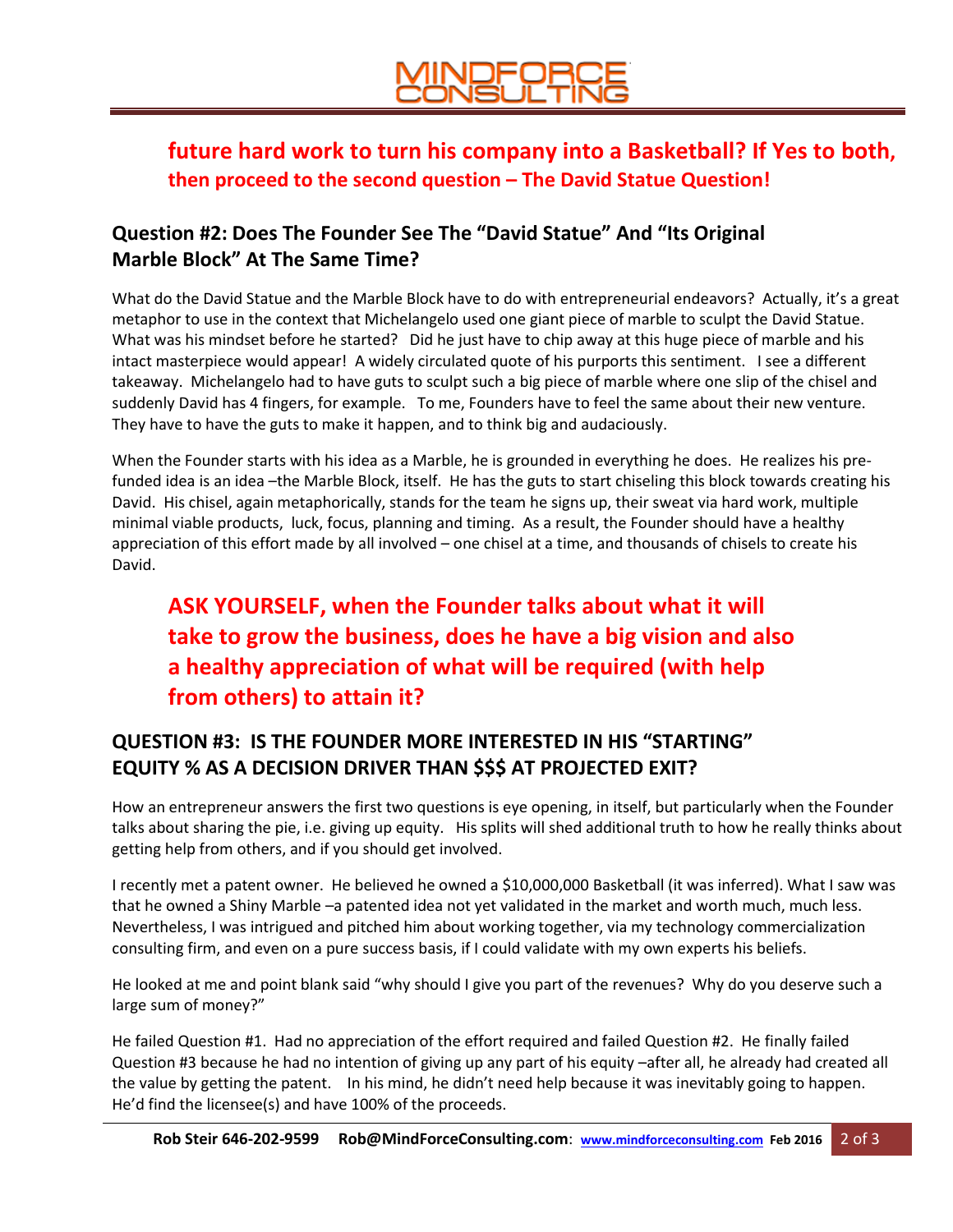**future hard work to turn his company into a Basketball? If Yes to both, then proceed to the second question – The David Statue Question!**

## Question #2: Does The Founder See The "David Statue" And "Its Original Marble Block" At The Same Time?

What do the David Statue and the Marble Block have to do with entrepreneurial endeavors? Actually, it's a great metaphor to use in the context that Michelangelo used one giant piece of marble to sculpt the David Statue. What was his mindset before he started? Did he just have to chip away at this huge piece of marble and his intact masterpiece would appear! A widely circulated quote of his purports this sentiment. I see a different takeaway. Michelangelo had to have guts to sculpt such a big piece of marble where one slip of the chisel and suddenly David has 4 fingers, for example. To me, Founders have to feel the same about their new venture. They have to have the guts to make it happen, and to think big and audaciously.

When the Founder starts with his idea as a Marble, he is grounded in everything he does. He realizes his pre-funded idea is an idea –the Marble Block, itself. He has the guts to start chiseling this block towards creating his David. His chisel, again metaphorically, stands for the team he signs up, their sweat via hard work, multiple minimal viable products, luck, focus, planning and timing. As a result, the Founder should have a healthy appreciation of this effort made by all involved – one chisel at a time, and thousands of chisels to create his David.

**ASK YOURSELF, when the Founder talks about what it will take to grow the business, does he have a big vision and also a healthy appreciation of what will be required (with help from others) to attain it?**

## QUESTION #3: IS THE FOUNDER MORE INTERESTED IN HIS "STARTING" EQUITY % AS A DECISION DRIVER THAN $$$ AT PROJECTED EXIT?

How an entrepreneur answers the first two questions is eye opening, in itself, but particularly when the Founder talks about sharing the pie, i.e. giving up equity. His splits will shed additional truth to how he really thinks about getting help from others, and if you should get involved.

I recently met a patent owner. He believed he owned a $10,000,000 Basketball (it was inferred). What I saw was that he owned a Shiny Marble –a patented idea not yet validated in the market and worth much, much less. Nevertheless, I was intrigued and pitched him about working together, via my technology commercialization consulting firm, and even on a pure success basis, if I could validate with my own experts his beliefs.

He looked at me and point blank said "why should I give you part of the revenues? Why do you deserve such a large sum of money?"

He failed Question #1. Had no appreciation of the effort required and failed Question #2. He finally failed Question #3 because he had no intention of giving up any part of his equity –after all, he already had created all the value by getting the patent. In his mind, he didn't need help because it was inevitably going to happen. He'd find the licensee(s) and have 100% of the proceeds.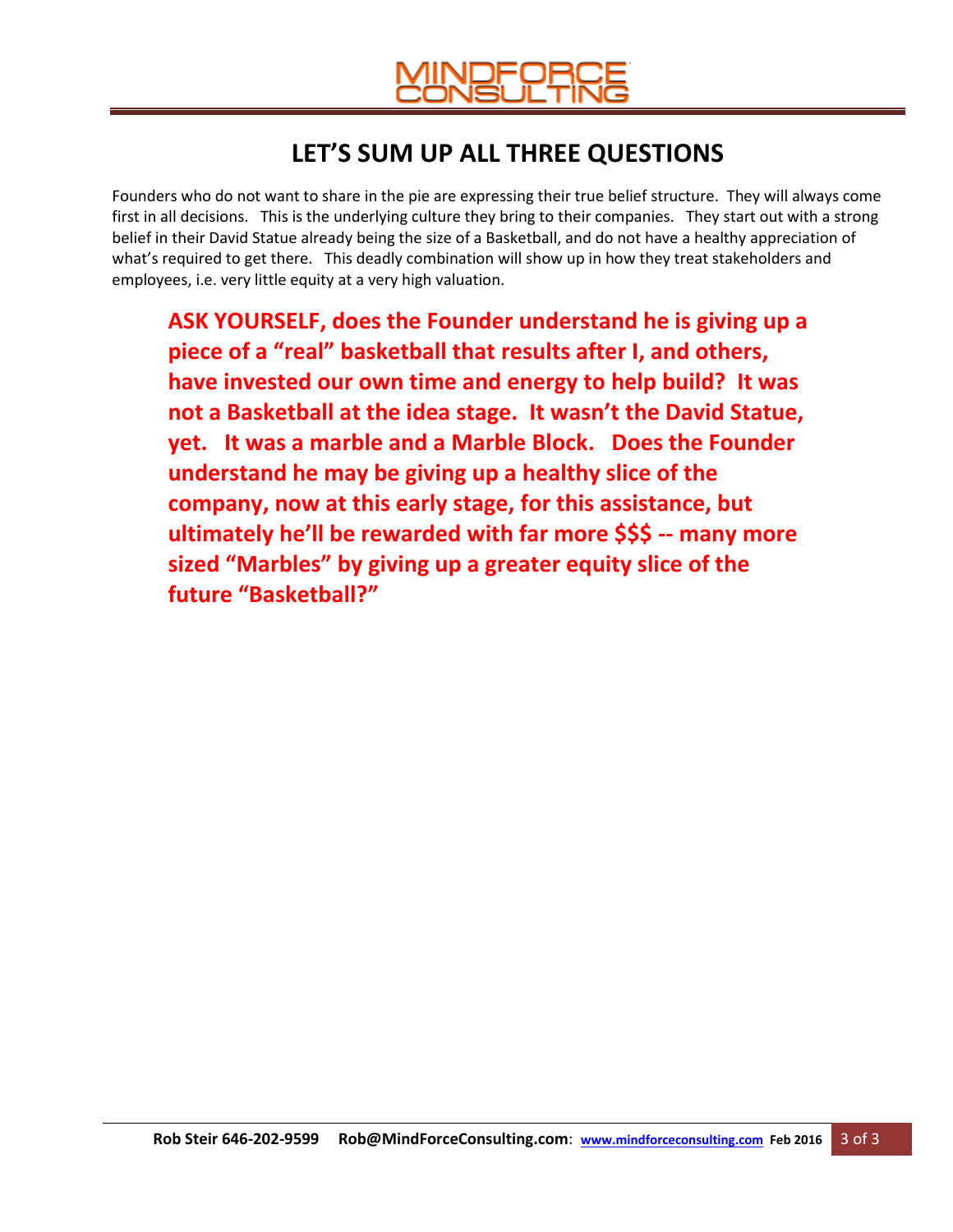# LET'S SUM UP ALL THREE QUESTIONS

Founders who do not want to share in the pie are expressing their true belief structure. They will always come first in all decisions. This is the underlying culture they bring to their companies. They start out with a strong belief in their David Statue already being the size of a Basketball, and do not have a healthy appreciation of what's required to get there. This deadly combination will show up in how they treat stakeholders and employees, i.e. very little equity at a very high valuation.

**ASK YOURSELF, does the Founder understand he is giving up a piece of a "real" basketball that results after I, and others, have invested our own time and energy to help build? It was not a Basketball at the idea stage. It wasn't the David Statue, yet. It was a marble and a Marble Block. Does the Founder understand he may be giving up a healthy slice of the company, now at this early stage, for this assistance, but ultimately he'll be rewarded with far more $$$ -- many more sized "Marbles" by giving up a greater equity slice of the future "Basketball?"**